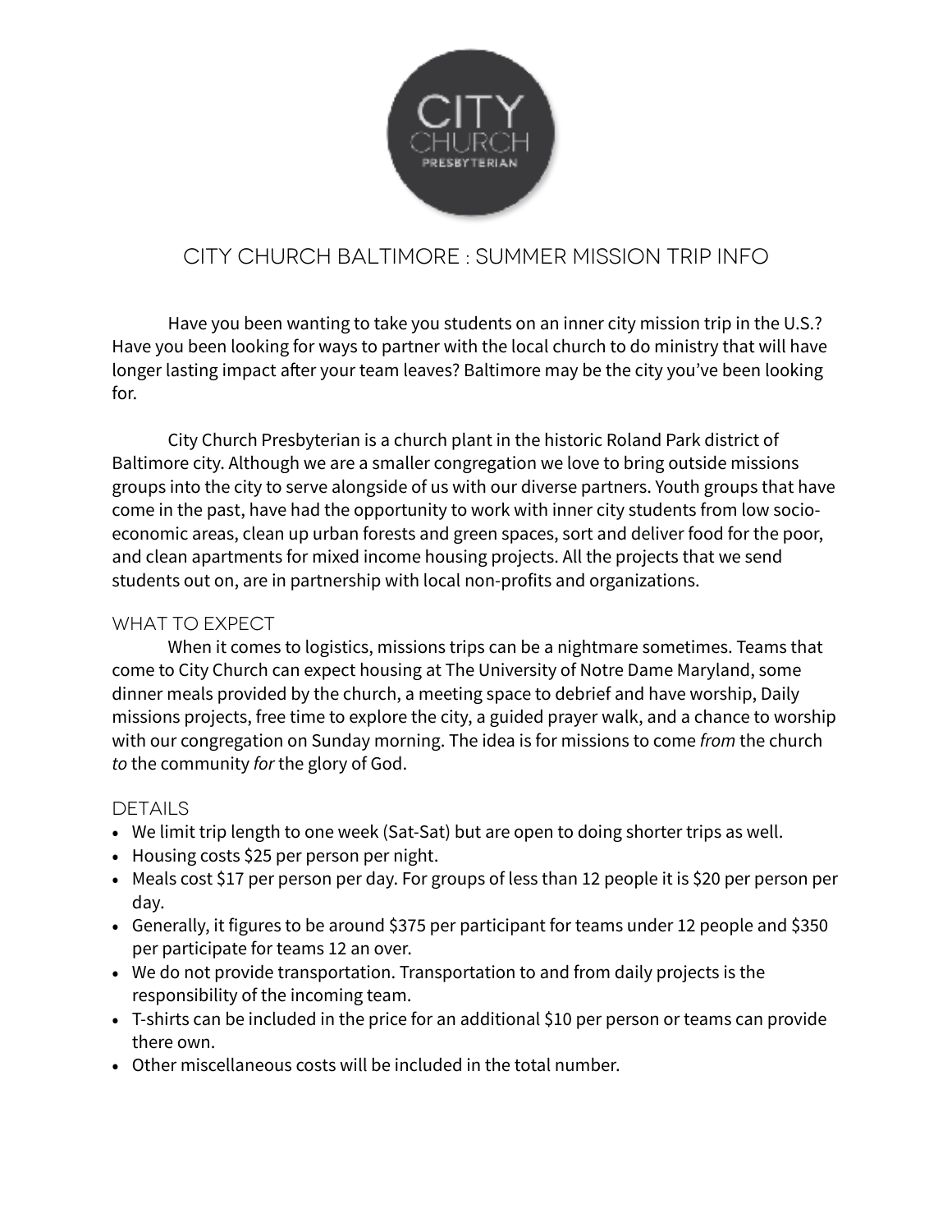# City Church Baltimore : Summer Mission Trip Info

Have you been wanting to take you students on an inner city mission trip in the U.S.? Have you been looking for ways to partner with the local church to do ministry that will have longer lasting impact after your team leaves? Baltimore may be the city you've been looking for.

City Church Presbyterian is a church plant in the historic Roland Park district of Baltimore city. Although we are a smaller congregation we love to bring outside missions groups into the city to serve alongside of us with our diverse partners. Youth groups that have come in the past, have had the opportunity to work with inner city students from low socio-economic areas, clean up urban forests and green spaces, sort and deliver food for the poor, and clean apartments for mixed income housing projects. All the projects that we send students out on, are in partnership with local non-profits and organizations.

## What to Expect

When it comes to logistics, missions trips can be a nightmare sometimes. Teams that come to City Church can expect housing at The University of Notre Dame Maryland, some dinner meals provided by the church, a meeting space to debrief and have worship, Daily missions projects, free time to explore the city, a guided prayer walk, and a chance to worship with our congregation on Sunday morning. The idea is for missions to come *from* the church *to* the community *for* the glory of God.

## Details

- We limit trip length to one week (Sat-Sat) but are open to doing shorter trips as well.
- Housing costs $25 per person per night.
- Meals cost $17 per person per day. For groups of less than 12 people it is $20 per person per day.
- Generally, it figures to be around $375 per participant for teams under 12 people and $350 per participate for teams 12 an over.
- We do not provide transportation. Transportation to and from daily projects is the responsibility of the incoming team.
- T-shirts can be included in the price for an additional $10 per person or teams can provide there own.
- Other miscellaneous costs will be included in the total number.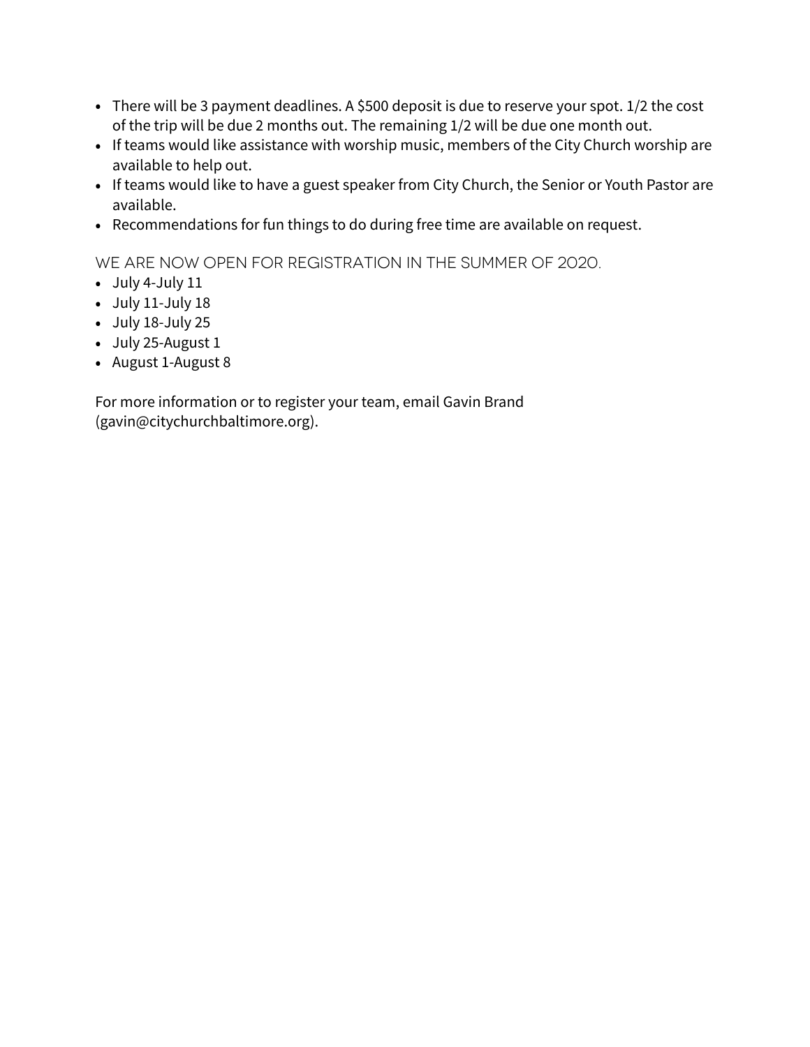- There will be 3 payment deadlines. A $500 deposit is due to reserve your spot. 1/2 the cost of the trip will be due 2 months out. The remaining 1/2 will be due one month out.
- If teams would like assistance with worship music, members of the City Church worship are available to help out.
- If teams would like to have a guest speaker from City Church, the Senior or Youth Pastor are available.
- Recommendations for fun things to do during free time are available on request.

### WE ARE NOW OPEN FOR REGISTRATION IN THE SUMMER OF 2020.

- July 4-July 11
- July 11-July 18
- July 18-July 25
- July 25-August 1
- August 1-August 8

For more information or to register your team, email Gavin Brand (gavin@citychurchbaltimore.org).